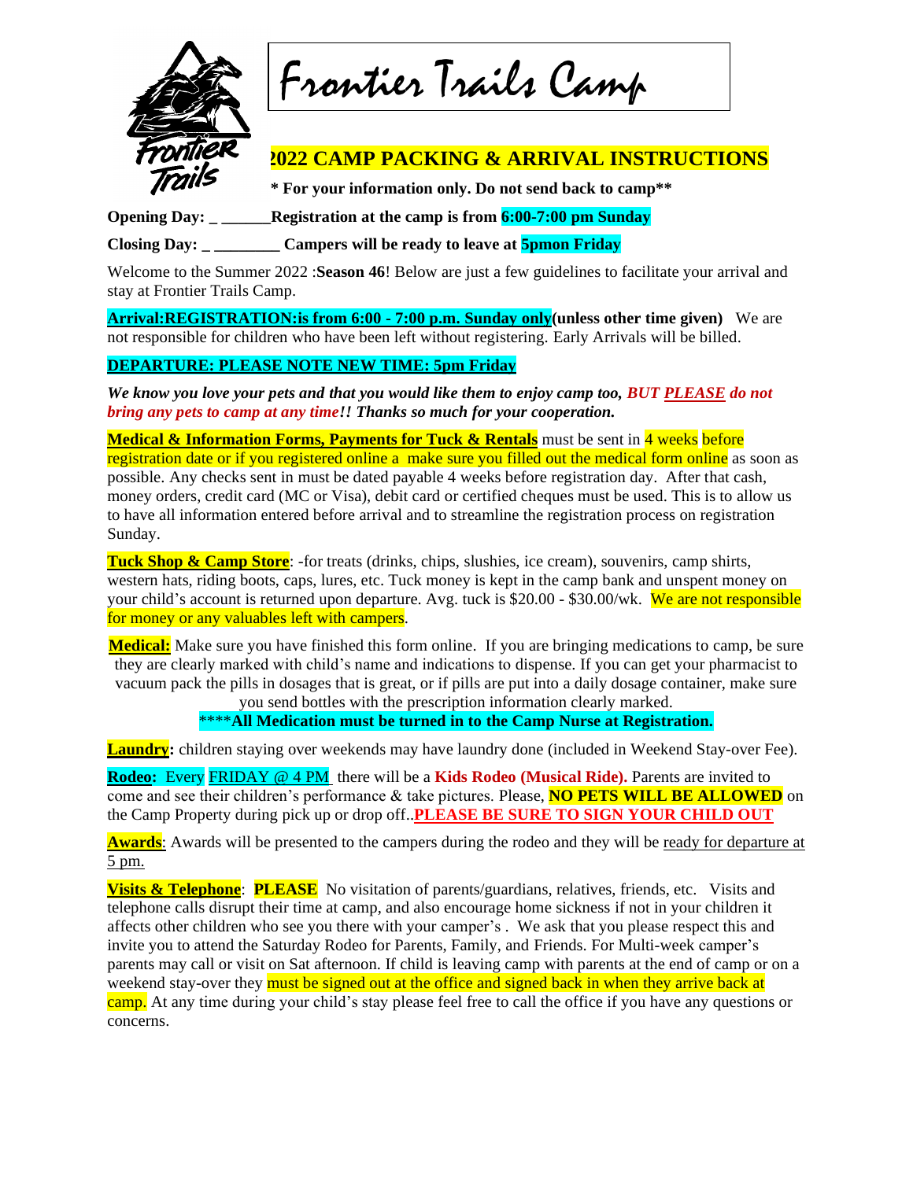# Frontier Trails Camp

## 2022 CAMP PACKING & ARRIVAL INSTRUCTIONS

**\* For your information only. Do not send back to camp\*\***

**Opening Day: _ ______Registration at the camp is from 6:00-7:00 pm Sunday**

**Closing Day: _ ________ Campers will be ready to leave at 5pmon Friday**

Welcome to the Summer 2022 :**Season 46**! Below are just a few guidelines to facilitate your arrival and stay at Frontier Trails Camp.

**Arrival:REGISTRATION:is from 6:00 - 7:00 p.m. Sunday only(unless other time given)** We are not responsible for children who have been left without registering. Early Arrivals will be billed.

**DEPARTURE: PLEASE NOTE NEW TIME: 5pm Friday**

***We know you love your pets and that you would like them to enjoy camp too, BUT PLEASE do not bring any pets to camp at any time!! Thanks so much for your cooperation.***

**Medical & Information Forms, Payments for Tuck & Rentals** must be sent in 4 weeks before registration date or if you registered online a make sure you filled out the medical form online as soon as possible. Any checks sent in must be dated payable 4 weeks before registration day. After that cash, money orders, credit card (MC or Visa), debit card or certified cheques must be used. This is to allow us to have all information entered before arrival and to streamline the registration process on registration Sunday.

**Tuck Shop & Camp Store**: -for treats (drinks, chips, slushies, ice cream), souvenirs, camp shirts, western hats, riding boots, caps, lures, etc. Tuck money is kept in the camp bank and unspent money on your child's account is returned upon departure. Avg. tuck is $20.00 - $30.00/wk. We are not responsible for money or any valuables left with campers.

**Medical:** Make sure you have finished this form online. If you are bringing medications to camp, be sure they are clearly marked with child's name and indications to dispense. If you can get your pharmacist to vacuum pack the pills in dosages that is great, or if pills are put into a daily dosage container, make sure you send bottles with the prescription information clearly marked.

\*\*\*\***All Medication must be turned in to the Camp Nurse at Registration.**

**Laundry:** children staying over weekends may have laundry done (included in Weekend Stay-over Fee).

**Rodeo:** Every FRIDAY @ 4 PM there will be a **Kids Rodeo (Musical Ride).** Parents are invited to come and see their children's performance & take pictures. Please, **NO PETS WILL BE ALLOWED** on the Camp Property during pick up or drop off..**PLEASE BE SURE TO SIGN YOUR CHILD OUT**

**Awards**: Awards will be presented to the campers during the rodeo and they will be ready for departure at 5 pm.

**Visits & Telephone**: **PLEASE** No visitation of parents/guardians, relatives, friends, etc. Visits and telephone calls disrupt their time at camp, and also encourage home sickness if not in your children it affects other children who see you there with your camper's . We ask that you please respect this and invite you to attend the Saturday Rodeo for Parents, Family, and Friends. For Multi-week camper's parents may call or visit on Sat afternoon. If child is leaving camp with parents at the end of camp or on a weekend stay-over they must be signed out at the office and signed back in when they arrive back at camp. At any time during your child's stay please feel free to call the office if you have any questions or concerns.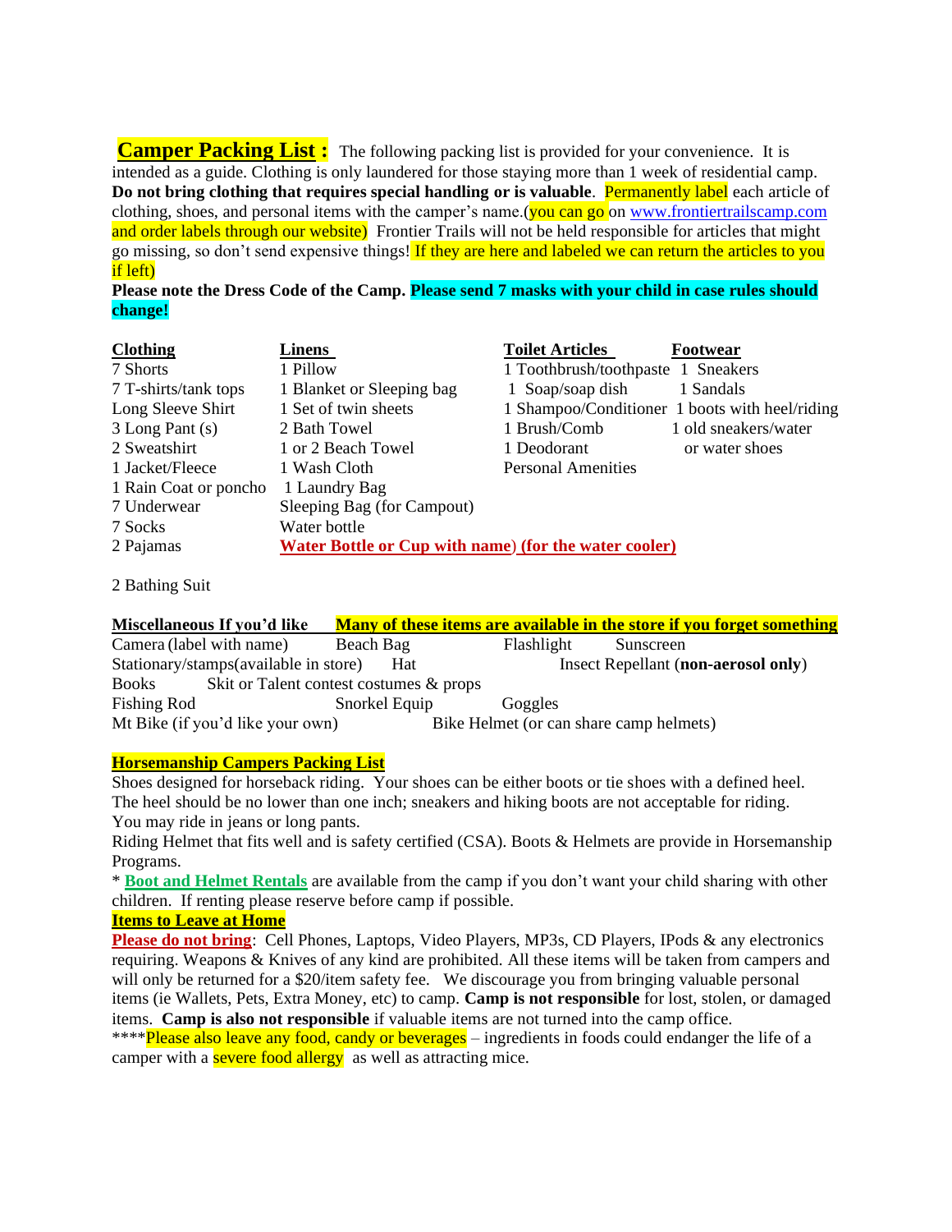**Camper Packing List :** The following packing list is provided for your convenience. It is intended as a guide. Clothing is only laundered for those staying more than 1 week of residential camp. **Do not bring clothing that requires special handling or is valuable**. Permanently label each article of clothing, shoes, and personal items with the camper's name.(you can go on www.frontiertrailscamp.com and order labels through our website) Frontier Trails will not be held responsible for articles that might go missing, so don't send expensive things! If they are here and labeled we can return the articles to you if left)

**Please note the Dress Code of the Camp. Please send 7 masks with your child in case rules should change!**

| Clothing | Linens | Toilet Articles | Footwear |
|---|---|---|---|
| 7 Shorts | 1 Pillow | 1 Toothbrush/toothpaste | 1 Sneakers |
| 7 T-shirts/tank tops | 1 Blanket or Sleeping bag | 1 Soap/soap dish | 1 Sandals |
| Long Sleeve Shirt | 1 Set of twin sheets | 1 Shampoo/Conditioner | 1 boots with heel/riding |
| 3 Long Pant (s) | 2 Bath Towel | 1 Brush/Comb | 1 old sneakers/water or water shoes |
| 2 Sweatshirt | 1 or 2 Beach Towel | 1 Deodorant | |
| 1 Jacket/Fleece | 1 Wash Cloth | Personal Amenities | |
| 1 Rain Coat or poncho | 1 Laundry Bag | | |
| 7 Underwear | Sleeping Bag (for Campout) | | |
| 7 Socks | Water bottle | | |
| 2 Pajamas | **Water Bottle or Cup with name) (for the water cooler)** | | |
| 2 Bathing Suit | | | |

**Miscellaneous If you'd like** **Many of these items are available in the store if you forget something**

Camera (label with name) Beach Bag Flashlight Sunscreen
Stationary/stamps(available in store) Hat Insect Repellant (**non-aerosol only**)
Books Skit or Talent contest costumes & props
Fishing Rod Snorkel Equip Goggles
Mt Bike (if you'd like your own) Bike Helmet (or can share camp helmets)

**Horsemanship Campers Packing List**

Shoes designed for horseback riding. Your shoes can be either boots or tie shoes with a defined heel. The heel should be no lower than one inch; sneakers and hiking boots are not acceptable for riding. You may ride in jeans or long pants.

Riding Helmet that fits well and is safety certified (CSA). Boots & Helmets are provide in Horsemanship Programs.

* **Boot and Helmet Rentals** are available from the camp if you don't want your child sharing with other children. If renting please reserve before camp if possible.

**Items to Leave at Home**

**Please do not bring**: Cell Phones, Laptops, Video Players, MP3s, CD Players, IPods & any electronics requiring. Weapons & Knives of any kind are prohibited. All these items will be taken from campers and will only be returned for a $20/item safety fee. We discourage you from bringing valuable personal items (ie Wallets, Pets, Extra Money, etc) to camp. **Camp is not responsible** for lost, stolen, or damaged items. **Camp is also not responsible** if valuable items are not turned into the camp office.

****Please also leave any food, candy or beverages – ingredients in foods could endanger the life of a camper with a severe food allergy as well as attracting mice.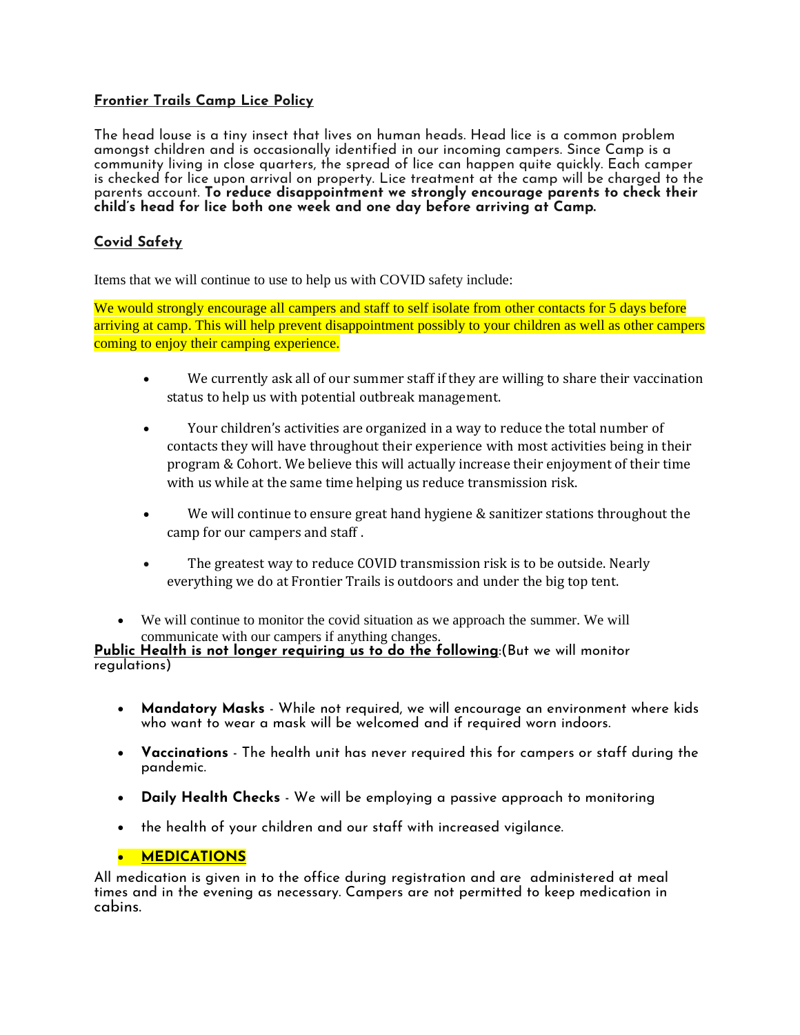**Frontier Trails Camp Lice Policy**

The head louse is a tiny insect that lives on human heads. Head lice is a common problem amongst children and is occasionally identified in our incoming campers. Since Camp is a community living in close quarters, the spread of lice can happen quite quickly. Each camper is checked for lice upon arrival on property. Lice treatment at the camp will be charged to the parents account. **To reduce disappointment we strongly encourage parents to check their child's head for lice both one week and one day before arriving at Camp.**

**Covid Safety**

Items that we will continue to use to help us with COVID safety include:

We would strongly encourage all campers and staff to self isolate from other contacts for 5 days before arriving at camp. This will help prevent disappointment possibly to your children as well as other campers coming to enjoy their camping experience.

- We currently ask all of our summer staff if they are willing to share their vaccination status to help us with potential outbreak management.
- Your children's activities are organized in a way to reduce the total number of contacts they will have throughout their experience with most activities being in their program & Cohort. We believe this will actually increase their enjoyment of their time with us while at the same time helping us reduce transmission risk.
- We will continue to ensure great hand hygiene & sanitizer stations throughout the camp for our campers and staff .
- The greatest way to reduce COVID transmission risk is to be outside. Nearly everything we do at Frontier Trails is outdoors and under the big top tent.

- We will continue to monitor the covid situation as we approach the summer. We will communicate with our campers if anything changes.

**Public Health is not longer requiring us to do the following**:(But we will monitor regulations)

- **Mandatory Masks** - While not required, we will encourage an environment where kids who want to wear a mask will be welcomed and if required worn indoors.
- **Vaccinations** - The health unit has never required this for campers or staff during the pandemic.
- **Daily Health Checks** - We will be employing a passive approach to monitoring
- the health of your children and our staff with increased vigilance.
- **MEDICATIONS**

All medication is given in to the office during registration and are administered at meal times and in the evening as necessary. Campers are not permitted to keep medication in cabins.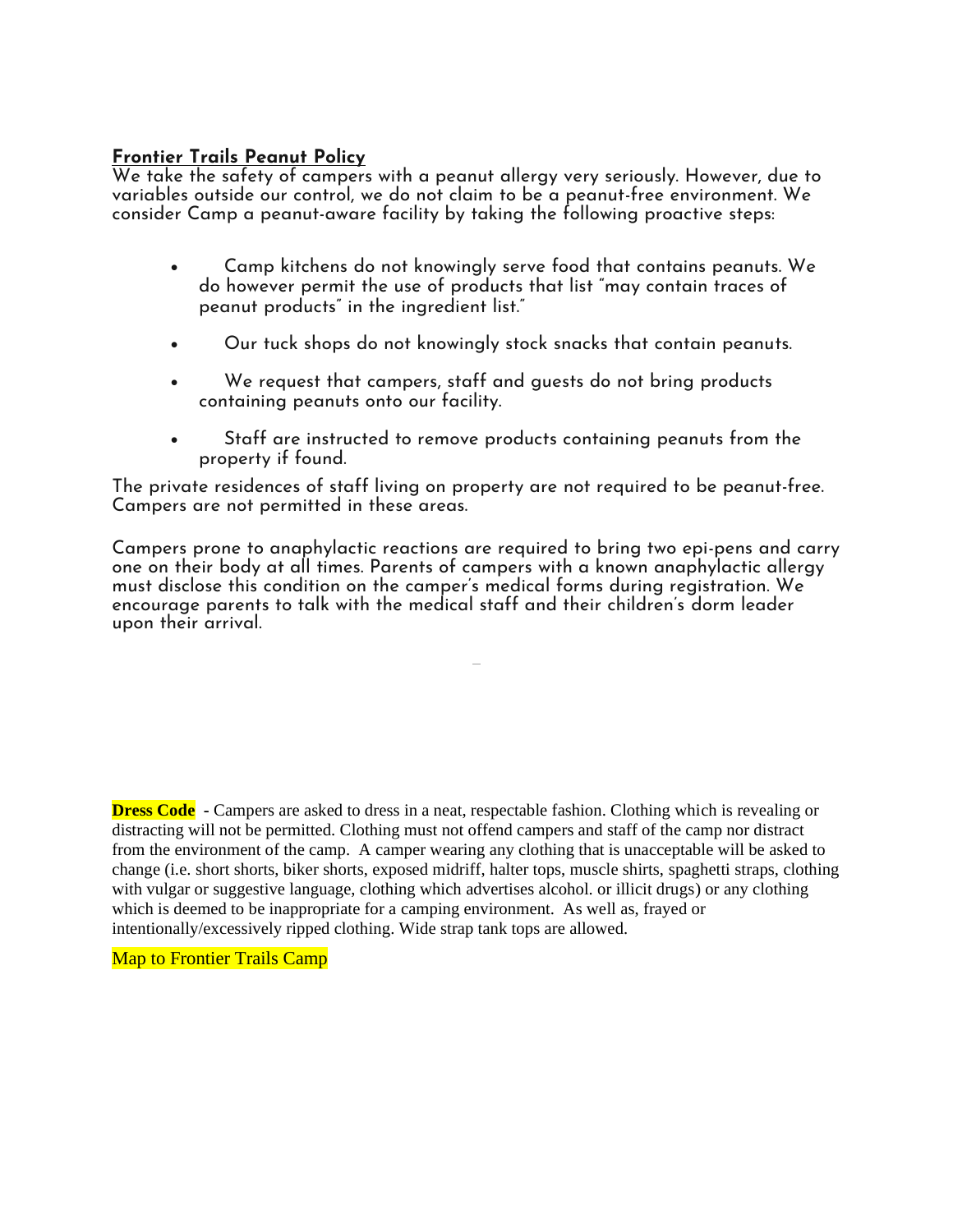## Frontier Trails Peanut Policy

We take the safety of campers with a peanut allergy very seriously. However, due to variables outside our control, we do not claim to be a peanut-free environment. We consider Camp a peanut-aware facility by taking the following proactive steps:

- Camp kitchens do not knowingly serve food that contains peanuts. We do however permit the use of products that list "may contain traces of peanut products" in the ingredient list."
- Our tuck shops do not knowingly stock snacks that contain peanuts.
- We request that campers, staff and guests do not bring products containing peanuts onto our facility.
- Staff are instructed to remove products containing peanuts from the property if found.

The private residences of staff living on property are not required to be peanut-free. Campers are not permitted in these areas.

Campers prone to anaphylactic reactions are required to bring two epi-pens and carry one on their body at all times. Parents of campers with a known anaphylactic allergy must disclose this condition on the camper's medical forms during registration. We encourage parents to talk with the medical staff and their children's dorm leader upon their arrival.

**Dress Code** - Campers are asked to dress in a neat, respectable fashion. Clothing which is revealing or distracting will not be permitted. Clothing must not offend campers and staff of the camp nor distract from the environment of the camp. A camper wearing any clothing that is unacceptable will be asked to change (i.e. short shorts, biker shorts, exposed midriff, halter tops, muscle shirts, spaghetti straps, clothing with vulgar or suggestive language, clothing which advertises alcohol. or illicit drugs) or any clothing which is deemed to be inappropriate for a camping environment. As well as, frayed or intentionally/excessively ripped clothing. Wide strap tank tops are allowed.

Map to Frontier Trails Camp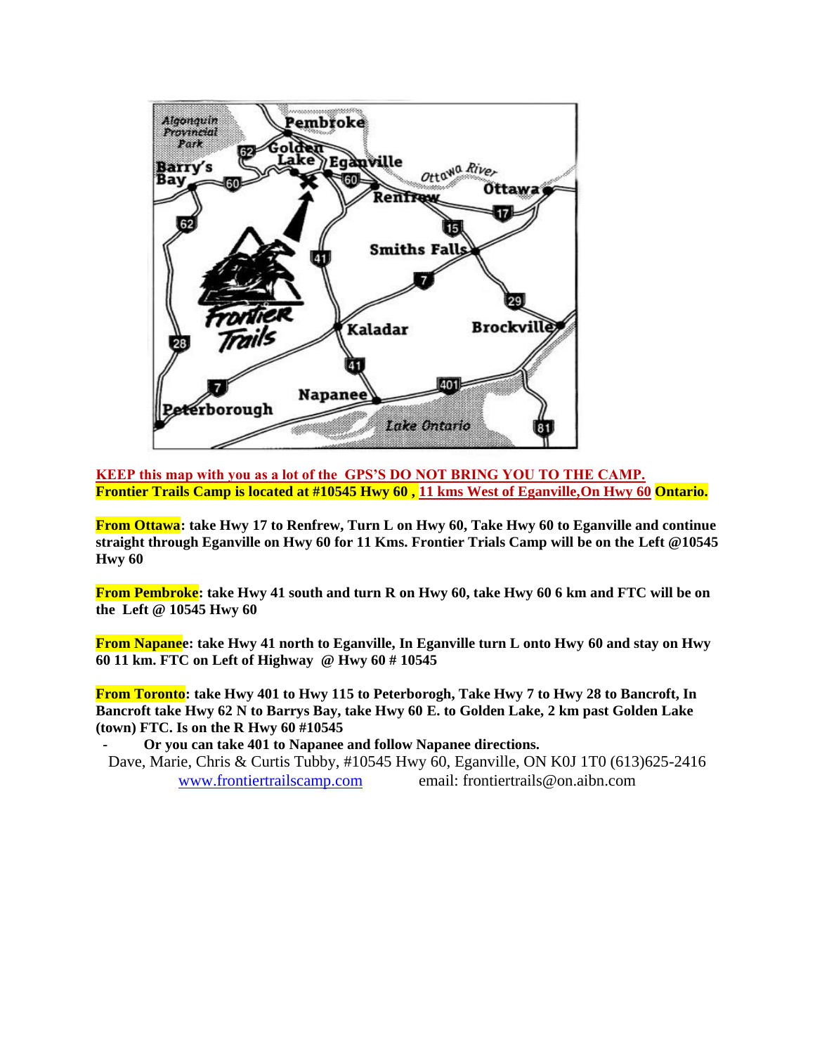Algonquin Provincial Park
Pembroke
Golden Lake
Eganville
Barry's Bay
Ottawa River
Renfrew
Ottawa
Smiths Falls
Kaladar
Brockville
Napanee
Peterborough
Lake Ontario
Frontier Trails
62
60
60
17
15
41
7
29
28
7
41
401
81

**KEEP this map with you as a lot of the GPS'S DO NOT BRING YOU TO THE CAMP.**
**Frontier Trails Camp is located at #10545 Hwy 60 , 11 kms West of Eganville,On Hwy 60 Ontario.**

**From Ottawa: take Hwy 17 to Renfrew, Turn L on Hwy 60, Take Hwy 60 to Eganville and continue straight through Eganville on Hwy 60 for 11 Kms. Frontier Trials Camp will be on the Left @10545 Hwy 60**

**From Pembroke: take Hwy 41 south and turn R on Hwy 60, take Hwy 60 6 km and FTC will be on the Left @ 10545 Hwy 60**

**From Napanee: take Hwy 41 north to Eganville, In Eganville turn L onto Hwy 60 and stay on Hwy 60 11 km. FTC on Left of Highway @ Hwy 60 # 10545**

**From Toronto: take Hwy 401 to Hwy 115 to Peterborogh, Take Hwy 7 to Hwy 28 to Bancroft, In Bancroft take Hwy 62 N to Barrys Bay, take Hwy 60 E. to Golden Lake, 2 km past Golden Lake (town) FTC. Is on the R Hwy 60 #10545**

- **Or you can take 401 to Napanee and follow Napanee directions.**

Dave, Marie, Chris & Curtis Tubby, #10545 Hwy 60, Eganville, ON K0J 1T0 (613)625-2416
www.frontiertrailscamp.com email: frontiertrails@on.aibn.com